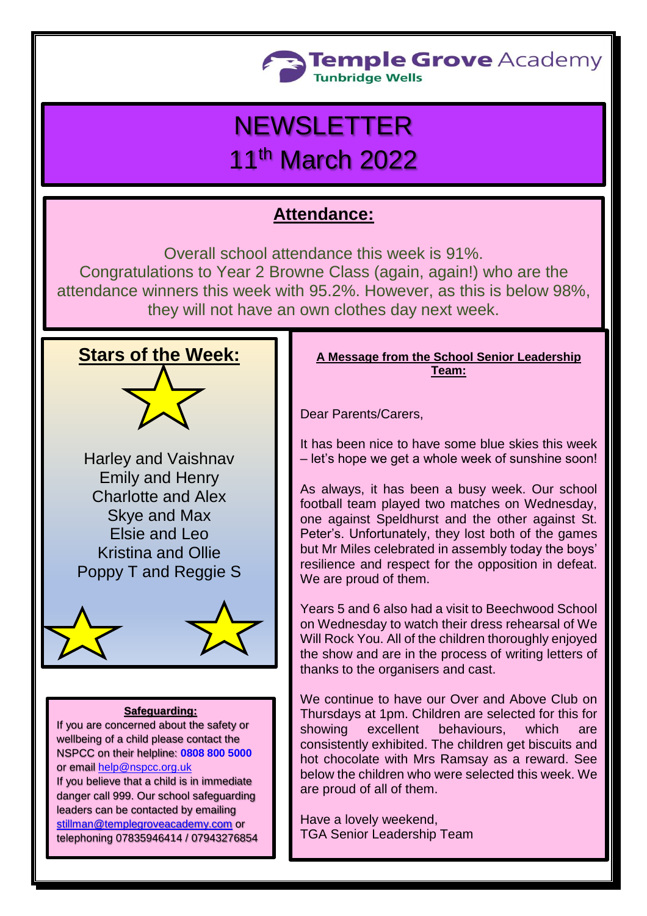Temple Grove Academy
Tunbridge Wells

# NEWSLETTER
# 11th March 2022

## Attendance:

Overall school attendance this week is 91%.
Congratulations to Year 2 Browne Class (again, again!) who are the attendance winners this week with 95.2%. However, as this is below 98%, they will not have an own clothes day next week.

## Stars of the Week:

Harley and Vaishnav
Emily and Henry
Charlotte and Alex
Skye and Max
Elsie and Leo
Kristina and Ollie
Poppy T and Reggie S

### Safeguarding:

If you are concerned about the safety or wellbeing of a child please contact the NSPCC on their helpline: **0808 800 5000** or email help@nspcc.org.uk
If you believe that a child is in immediate danger call 999. Our school safeguarding leaders can be contacted by emailing stillman@templegroveacademy.com or telephoning 07835946414 / 07943276854

### A Message from the School Senior Leadership Team:

Dear Parents/Carers,

It has been nice to have some blue skies this week – let's hope we get a whole week of sunshine soon!

As always, it has been a busy week. Our school football team played two matches on Wednesday, one against Speldhurst and the other against St. Peter's. Unfortunately, they lost both of the games but Mr Miles celebrated in assembly today the boys' resilience and respect for the opposition in defeat. We are proud of them.

Years 5 and 6 also had a visit to Beechwood School on Wednesday to watch their dress rehearsal of We Will Rock You. All of the children thoroughly enjoyed the show and are in the process of writing letters of thanks to the organisers and cast.

We continue to have our Over and Above Club on Thursdays at 1pm. Children are selected for this for showing excellent behaviours, which are consistently exhibited. The children get biscuits and hot chocolate with Mrs Ramsay as a reward. See below the children who were selected this week. We are proud of all of them.

Have a lovely weekend,
TGA Senior Leadership Team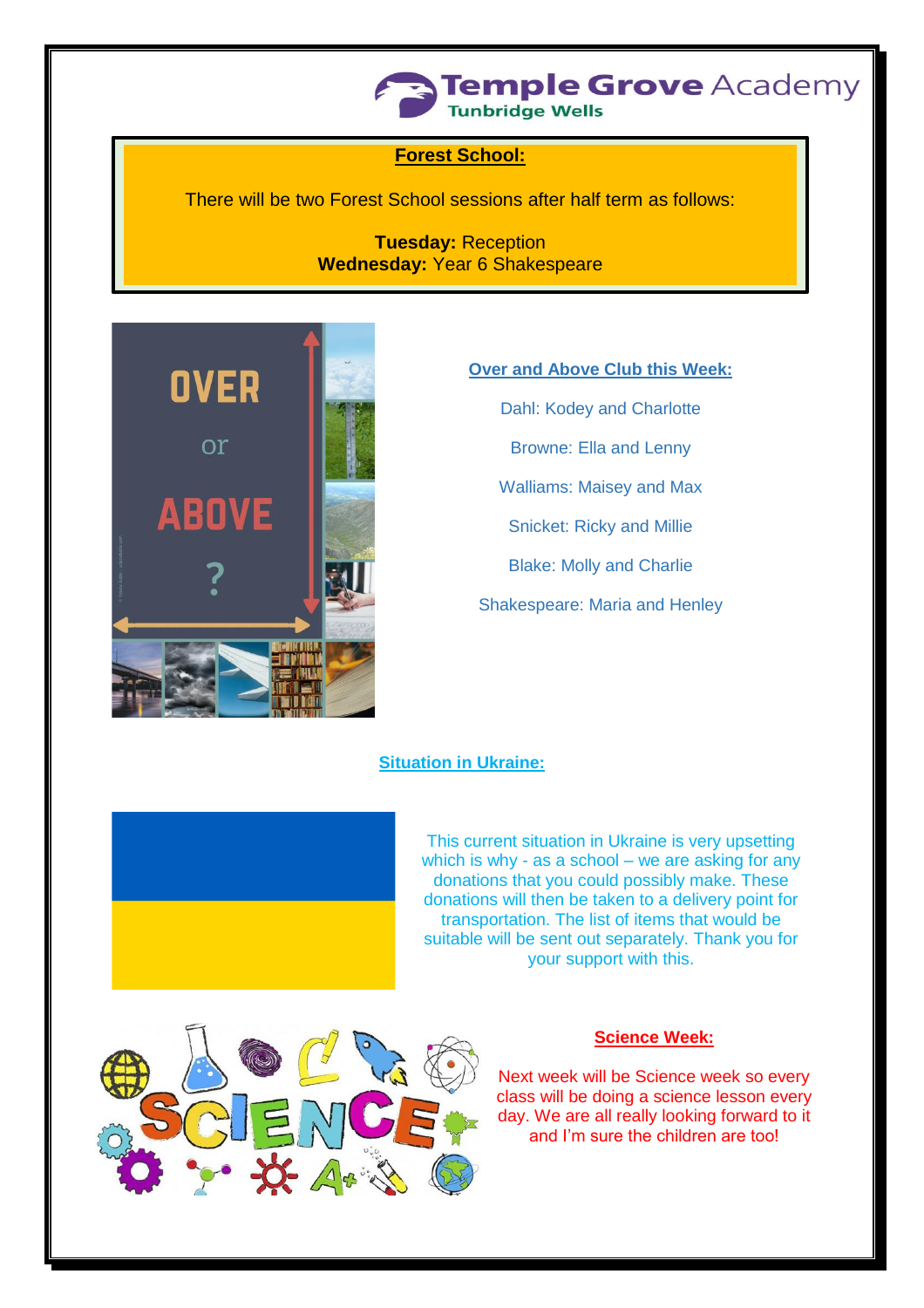## Forest School:

There will be two Forest School sessions after half term as follows:

**Tuesday:** Reception
**Wednesday:** Year 6 Shakespeare

## Over and Above Club this Week:

Dahl: Kodey and Charlotte

Browne: Ella and Lenny

Walliams: Maisey and Max

Snicket: Ricky and Millie

Blake: Molly and Charlie

Shakespeare: Maria and Henley

## Situation in Ukraine:

This current situation in Ukraine is very upsetting which is why - as a school – we are asking for any donations that you could possibly make. These donations will then be taken to a delivery point for transportation. The list of items that would be suitable will be sent out separately. Thank you for your support with this.

## Science Week:

Next week will be Science week so every class will be doing a science lesson every day. We are all really looking forward to it and I'm sure the children are too!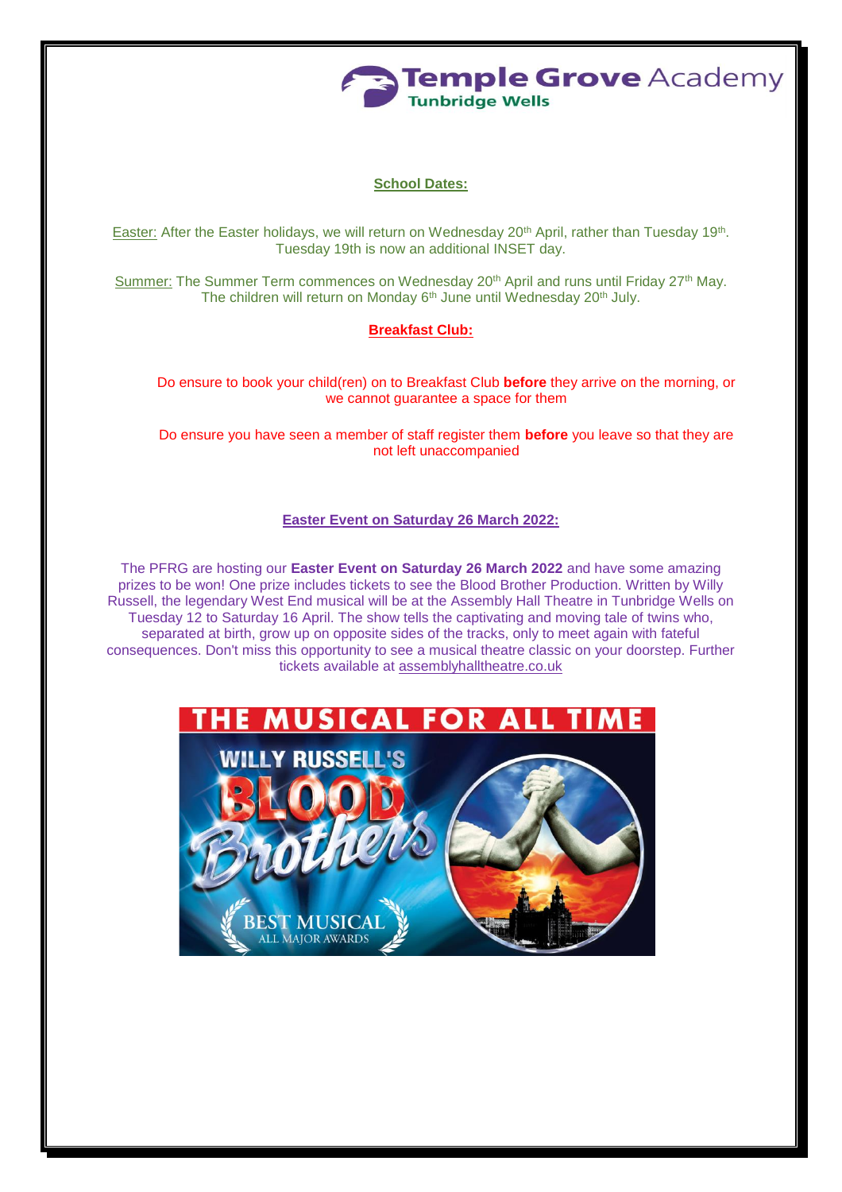Temple Grove Academy
Tunbridge Wells

## School Dates:

Easter: After the Easter holidays, we will return on Wednesday 20th April, rather than Tuesday 19th. Tuesday 19th is now an additional INSET day.

Summer: The Summer Term commences on Wednesday 20th April and runs until Friday 27th May. The children will return on Monday 6th June until Wednesday 20th July.

## Breakfast Club:

Do ensure to book your child(ren) on to Breakfast Club **before** they arrive on the morning, or we cannot guarantee a space for them

Do ensure you have seen a member of staff register them **before** you leave so that they are not left unaccompanied

## Easter Event on Saturday 26 March 2022:

The PFRG are hosting our **Easter Event on Saturday 26 March 2022** and have some amazing prizes to be won! One prize includes tickets to see the Blood Brother Production. Written by Willy Russell, the legendary West End musical will be at the Assembly Hall Theatre in Tunbridge Wells on Tuesday 12 to Saturday 16 April. The show tells the captivating and moving tale of twins who, separated at birth, grow up on opposite sides of the tracks, only to meet again with fateful consequences. Don't miss this opportunity to see a musical theatre classic on your doorstep. Further tickets available at assemblyhalltheatre.co.uk

THE MUSICAL FOR ALL TIME

WILLY RUSSELL'S BLOOD Brothers

BEST MUSICAL ALL MAJOR AWARDS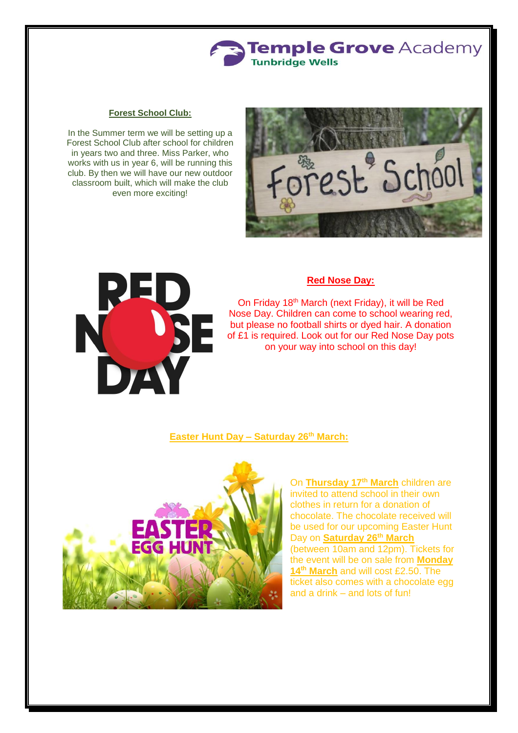## Forest School Club:

In the Summer term we will be setting up a Forest School Club after school for children in years two and three. Miss Parker, who works with us in year 6, will be running this club. By then we will have our new outdoor classroom built, which will make the club even more exciting!

## Red Nose Day:

On Friday 18th March (next Friday), it will be Red Nose Day. Children can come to school wearing red, but please no football shirts or dyed hair. A donation of £1 is required. Look out for our Red Nose Day pots on your way into school on this day!

## Easter Hunt Day – Saturday 26th March:

On **Thursday 17th March** children are invited to attend school in their own clothes in return for a donation of chocolate. The chocolate received will be used for our upcoming Easter Hunt Day on **Saturday 26th March** (between 10am and 12pm). Tickets for the event will be on sale from **Monday 14th March** and will cost £2.50. The ticket also comes with a chocolate egg and a drink – and lots of fun!